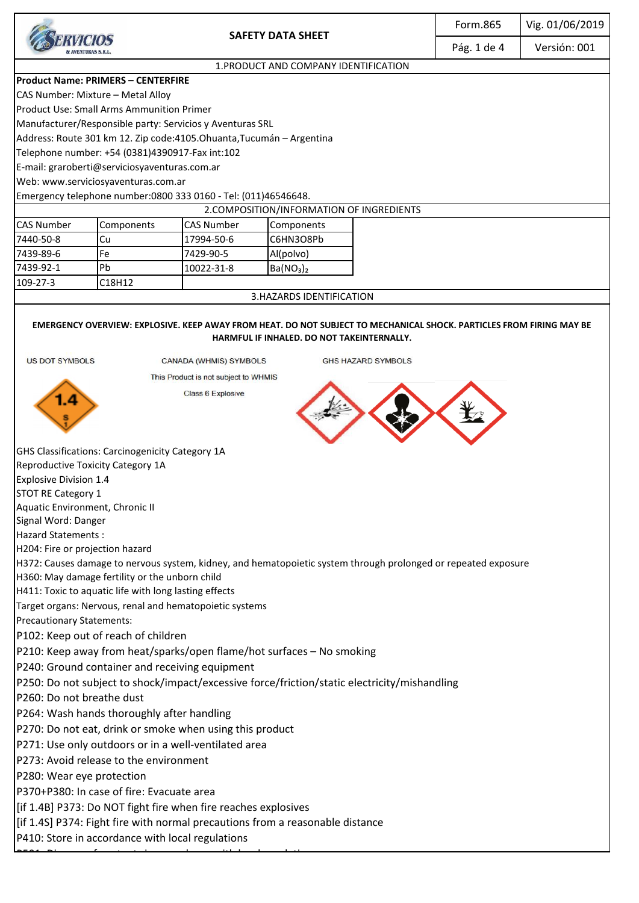# SAFETY DATA SHEET

| Form.865 | Vig. 01/06/2019 |
|---|---|
| Pág. 1 de 4 | Versión: 001 |

## 1.PRODUCT AND COMPANY IDENTIFICATION

**Product Name: PRIMERS – CENTERFIRE**

CAS Number: Mixture – Metal Alloy

Product Use: Small Arms Ammunition Primer

Manufacturer/Responsible party: Servicios y Aventuras SRL

Address: Route 301 km 12. Zip code:4105.Ohuanta,Tucumán – Argentina

Telephone number: +54 (0381)4390917-Fax int:102

E-mail: graroberti@serviciosyaventuras.com.ar

Web: www.serviciosyaventuras.com.ar

Emergency telephone number:0800 333 0160 - Tel: (011)46546648.

## 2.COMPOSITION/INFORMATION OF INGREDIENTS

| CAS Number | Components | CAS Number | Components |
|---|---|---|---|
| 7440-50-8 | Cu | 17994-50-6 | C6HN3O8Pb |
| 7439-89-6 | Fe | 7429-90-5 | Al(polvo) |
| 7439-92-1 | Pb | 10022-31-8 | $Ba(NO_3)_2$ |
| 109-27-3 | C18H12 | | |

## 3.HAZARDS IDENTIFICATION

**EMERGENCY OVERVIEW: EXPLOSIVE. KEEP AWAY FROM HEAT. DO NOT SUBJECT TO MECHANICAL SHOCK. PARTICLES FROM FIRING MAY BE HARMFUL IF INHALED. DO NOT TAKEINTERNALLY.**

US DOT SYMBOLS

1.4 S 1

CANADA (WHMIS) SYMBOLS

This Product is not subject to WHMIS

Class 6 Explosive

GHS HAZARD SYMBOLS

GHS Classifications: Carcinogenicity Category 1A

Reproductive Toxicity Category 1A

Explosive Division 1.4

STOT RE Category 1

Aquatic Environment, Chronic II

Signal Word: Danger

Hazard Statements :

H204: Fire or projection hazard

H372: Causes damage to nervous system, kidney, and hematopoietic system through prolonged or repeated exposure

H360: May damage fertility or the unborn child

H411: Toxic to aquatic life with long lasting effects

Target organs: Nervous, renal and hematopoietic systems

Precautionary Statements:

P102: Keep out of reach of children

P210: Keep away from heat/sparks/open flame/hot surfaces – No smoking

P240: Ground container and receiving equipment

P250: Do not subject to shock/impact/excessive force/friction/static electricity/mishandling

P260: Do not breathe dust

P264: Wash hands thoroughly after handling

P270: Do not eat, drink or smoke when using this product

P271: Use only outdoors or in a well-ventilated area

P273: Avoid release to the environment

P280: Wear eye protection

P370+P380: In case of fire: Evacuate area

[if 1.4B] P373: Do NOT fight fire when fire reaches explosives

[if 1.4S] P374: Fight fire with normal precautions from a reasonable distance

P410: Store in accordance with local regulations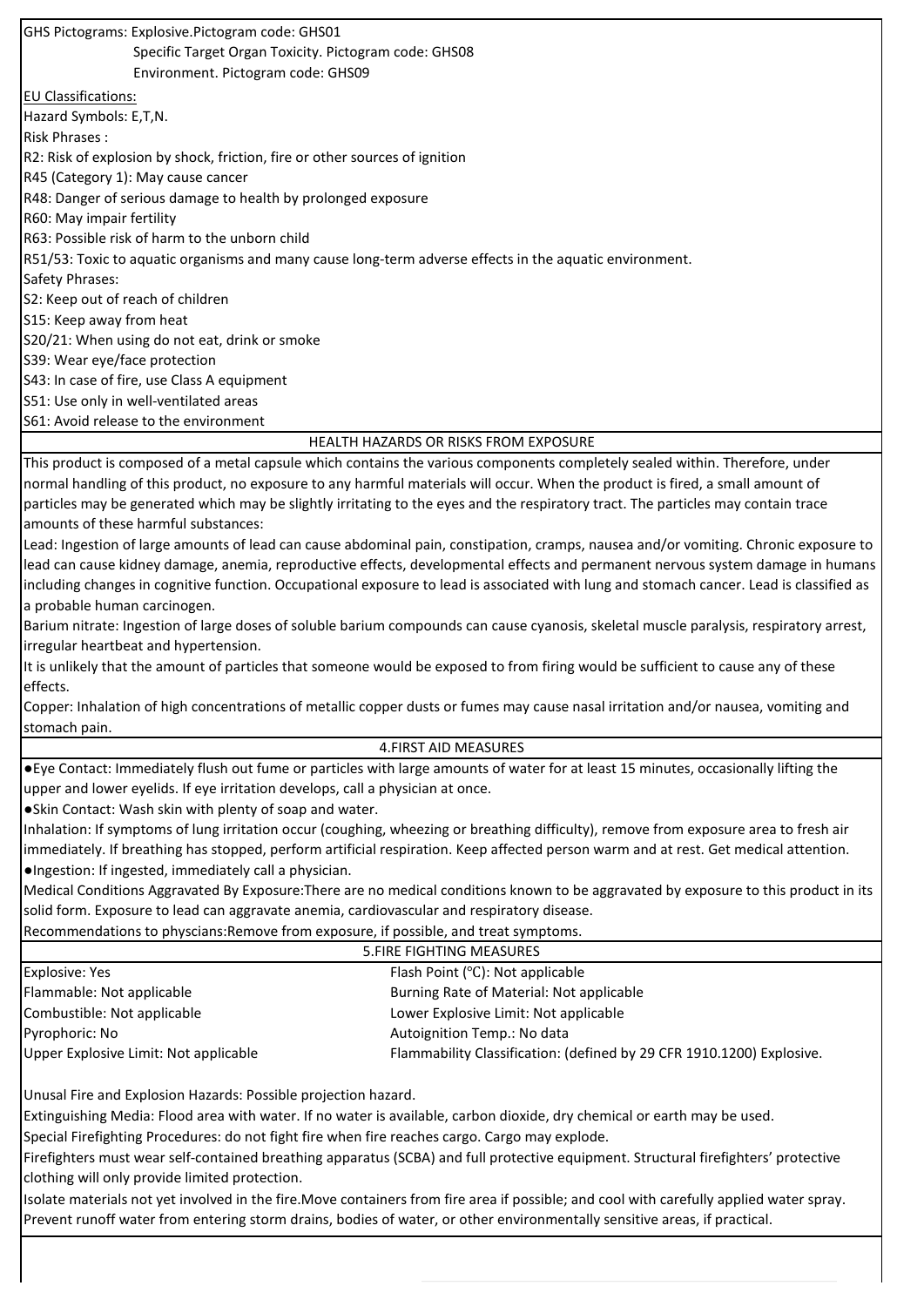GHS Pictograms: Explosive.Pictogram code: GHS01
Specific Target Organ Toxicity. Pictogram code: GHS08
Environment. Pictogram code: GHS09

EU Classifications:

Hazard Symbols: E,T,N.

Risk Phrases :

R2: Risk of explosion by shock, friction, fire or other sources of ignition

R45 (Category 1): May cause cancer

R48: Danger of serious damage to health by prolonged exposure

R60: May impair fertility

R63: Possible risk of harm to the unborn child

R51/53: Toxic to aquatic organisms and many cause long-term adverse effects in the aquatic environment.

Safety Phrases:

S2: Keep out of reach of children

S15: Keep away from heat

S20/21: When using do not eat, drink or smoke

S39: Wear eye/face protection

S43: In case of fire, use Class A equipment

S51: Use only in well-ventilated areas

S61: Avoid release to the environment

## HEALTH HAZARDS OR RISKS FROM EXPOSURE

This product is composed of a metal capsule which contains the various components completely sealed within. Therefore, under normal handling of this product, no exposure to any harmful materials will occur. When the product is fired, a small amount of particles may be generated which may be slightly irritating to the eyes and the respiratory tract. The particles may contain trace amounts of these harmful substances:

Lead: Ingestion of large amounts of lead can cause abdominal pain, constipation, cramps, nausea and/or vomiting. Chronic exposure to lead can cause kidney damage, anemia, reproductive effects, developmental effects and permanent nervous system damage in humans including changes in cognitive function. Occupational exposure to lead is associated with lung and stomach cancer. Lead is classified as a probable human carcinogen.

Barium nitrate: Ingestion of large doses of soluble barium compounds can cause cyanosis, skeletal muscle paralysis, respiratory arrest, irregular heartbeat and hypertension.

It is unlikely that the amount of particles that someone would be exposed to from firing would be sufficient to cause any of these effects.

Copper: Inhalation of high concentrations of metallic copper dusts or fumes may cause nasal irritation and/or nausea, vomiting and stomach pain.

## 4.FIRST AID MEASURES

- Eye Contact: Immediately flush out fume or particles with large amounts of water for at least 15 minutes, occasionally lifting the upper and lower eyelids. If eye irritation develops, call a physician at once.
- Skin Contact: Wash skin with plenty of soap and water.

Inhalation: If symptoms of lung irritation occur (coughing, wheezing or breathing difficulty), remove from exposure area to fresh air immediately. If breathing has stopped, perform artificial respiration. Keep affected person warm and at rest. Get medical attention.

- Ingestion: If ingested, immediately call a physician.

Medical Conditions Aggravated By Exposure:There are no medical conditions known to be aggravated by exposure to this product in its solid form. Exposure to lead can aggravate anemia, cardiovascular and respiratory disease.

Recommendations to physcians:Remove from exposure, if possible, and treat symptoms.

## 5.FIRE FIGHTING MEASURES

| | |
|---|---|
| Explosive: Yes | Flash Point (℃): Not applicable |
| Flammable: Not applicable | Burning Rate of Material: Not applicable |
| Combustible: Not applicable | Lower Explosive Limit: Not applicable |
| Pyrophoric: No | Autoignition Temp.: No data |
| Upper Explosive Limit: Not applicable | Flammability Classification: (defined by 29 CFR 1910.1200) Explosive. |

Unusal Fire and Explosion Hazards: Possible projection hazard.

Extinguishing Media: Flood area with water. If no water is available, carbon dioxide, dry chemical or earth may be used.

Special Firefighting Procedures: do not fight fire when fire reaches cargo. Cargo may explode.

Firefighters must wear self-contained breathing apparatus (SCBA) and full protective equipment. Structural firefighters' protective clothing will only provide limited protection.

Isolate materials not yet involved in the fire.Move containers from fire area if possible; and cool with carefully applied water spray. Prevent runoff water from entering storm drains, bodies of water, or other environmentally sensitive areas, if practical.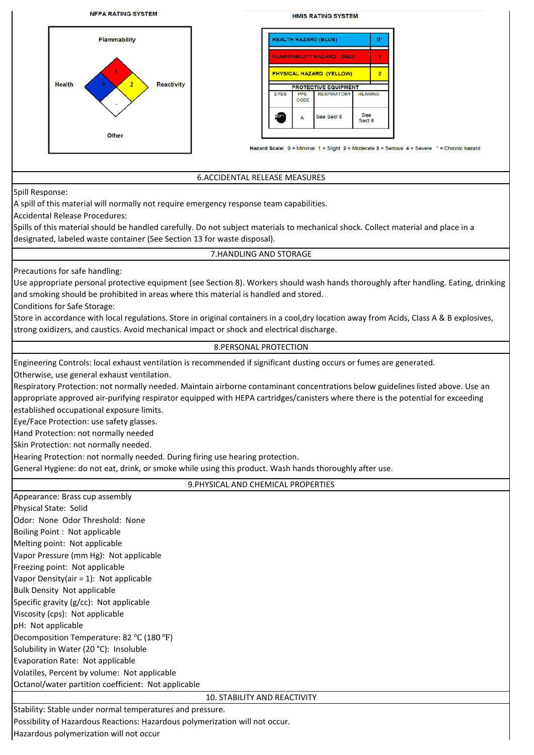**NFPA RATING SYSTEM**

| | |
|---|---|
| Flammability | 1 |
| Health | 0 |
| Reactivity | 2 |
| Other | - |

**HMIS RATING SYSTEM**

| | |
|---|---|
| HEALTH HAZARD (BLUE) | 0* |
| FLAMMABILITY HAZARD (RED) | 1 |
| PHYSICAL HAZARD (YELLOW) | 2 |

**PROTECTIVE EQUIPMENT**

| EYES | PPE CODE | RESPIRATORY | HEARING |
|---|---|---|---|
| | A | See Sect 8 | See Sect 8 |

Hazard Scale: 0 = Minimal 1 = Slight 2 = Moderate 3 = Serious 4 = Severe * = Chronic hazard

## 6.ACCIDENTAL RELEASE MEASURES

Spill Response:
A spill of this material will normally not require emergency response team capabilities.
Accidental Release Procedures:
Spills of this material should be handled carefully. Do not subject materials to mechanical shock. Collect material and place in a designated, labeled waste container (See Section 13 for waste disposal).

## 7.HANDLING AND STORAGE

Precautions for safe handling:
Use appropriate personal protective equipment (see Section 8). Workers should wash hands thoroughly after handling. Eating, drinking and smoking should be prohibited in areas where this material is handled and stored.
Conditions for Safe Storage:
Store in accordance with local regulations. Store in original containers in a cool,dry location away from Acids, Class A & B explosives, strong oxidizers, and caustics. Avoid mechanical impact or shock and electrical discharge.

## 8.PERSONAL PROTECTION

Engineering Controls: local exhaust ventilation is recommended if significant dusting occurs or fumes are generated.
Otherwise, use general exhaust ventilation.
Respiratory Protection: not normally needed. Maintain airborne contaminant concentrations below guidelines listed above. Use an appropriate approved air-purifying respirator equipped with HEPA cartridges/canisters where there is the potential for exceeding established occupational exposure limits.
Eye/Face Protection: use safety glasses.
Hand Protection: not normally needed
Skin Protection: not normally needed.
Hearing Protection: not normally needed. During firing use hearing protection.
General Hygiene: do not eat, drink, or smoke while using this product. Wash hands thoroughly after use.

## 9.PHYSICAL AND CHEMICAL PROPERTIES

Appearance: Brass cup assembly
Physical State: Solid
Odor: None Odor Threshold: None
Boiling Point : Not applicable
Melting point: Not applicable
Vapor Pressure (mm Hg): Not applicable
Freezing point: Not applicable
Vapor Density(air = 1): Not applicable
Bulk Density Not applicable
Specific gravity (g/cc): Not applicable
Viscosity (cps): Not applicable
pH: Not applicable
Decomposition Temperature: 82 °C (180 °F)
Solubility in Water (20 °C): Insoluble
Evaporation Rate: Not applicable
Volatiles, Percent by volume: Not applicable
Octanol/water partition coefficient: Not applicable

## 10. STABILITY AND REACTIVITY

Stability: Stable under normal temperatures and pressure.
Possibility of Hazardous Reactions: Hazardous polymerization will not occur.
Hazardous polymerization will not occur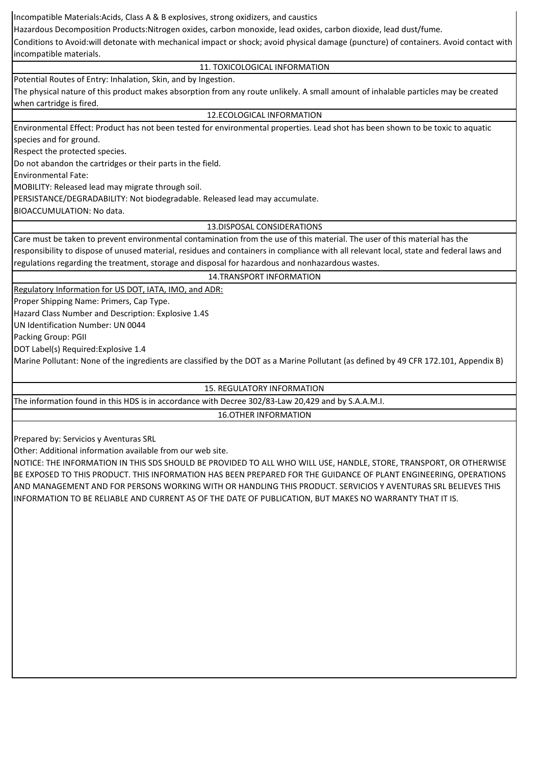Incompatible Materials:Acids, Class A & B explosives, strong oxidizers, and caustics

Hazardous Decomposition Products:Nitrogen oxides, carbon monoxide, lead oxides, carbon dioxide, lead dust/fume.

Conditions to Avoid:will detonate with mechanical impact or shock; avoid physical damage (puncture) of containers. Avoid contact with incompatible materials.

## 11. TOXICOLOGICAL INFORMATION

Potential Routes of Entry: Inhalation, Skin, and by Ingestion.

The physical nature of this product makes absorption from any route unlikely. A small amount of inhalable particles may be created when cartridge is fired.

## 12.ECOLOGICAL INFORMATION

Environmental Effect: Product has not been tested for environmental properties. Lead shot has been shown to be toxic to aquatic species and for ground.

Respect the protected species.

Do not abandon the cartridges or their parts in the field.

Environmental Fate:

MOBILITY: Released lead may migrate through soil.

PERSISTANCE/DEGRADABILITY: Not biodegradable. Released lead may accumulate.

BIOACCUMULATION: No data.

## 13.DISPOSAL CONSIDERATIONS

Care must be taken to prevent environmental contamination from the use of this material. The user of this material has the responsibility to dispose of unused material, residues and containers in compliance with all relevant local, state and federal laws and regulations regarding the treatment, storage and disposal for hazardous and nonhazardous wastes.

## 14.TRANSPORT INFORMATION

Regulatory Information for US DOT, IATA, IMO, and ADR:

Proper Shipping Name: Primers, Cap Type.

Hazard Class Number and Description: Explosive 1.4S

UN Identification Number: UN 0044

Packing Group: PGII

DOT Label(s) Required:Explosive 1.4

Marine Pollutant: None of the ingredients are classified by the DOT as a Marine Pollutant (as defined by 49 CFR 172.101, Appendix B)

## 15. REGULATORY INFORMATION

The information found in this HDS is in accordance with Decree 302/83-Law 20,429 and by S.A.A.M.I.

## 16.OTHER INFORMATION

Prepared by: Servicios y Aventuras SRL

Other: Additional information available from our web site.

NOTICE: THE INFORMATION IN THIS SDS SHOULD BE PROVIDED TO ALL WHO WILL USE, HANDLE, STORE, TRANSPORT, OR OTHERWISE BE EXPOSED TO THIS PRODUCT. THIS INFORMATION HAS BEEN PREPARED FOR THE GUIDANCE OF PLANT ENGINEERING, OPERATIONS AND MANAGEMENT AND FOR PERSONS WORKING WITH OR HANDLING THIS PRODUCT. SERVICIOS Y AVENTURAS SRL BELIEVES THIS INFORMATION TO BE RELIABLE AND CURRENT AS OF THE DATE OF PUBLICATION, BUT MAKES NO WARRANTY THAT IT IS.